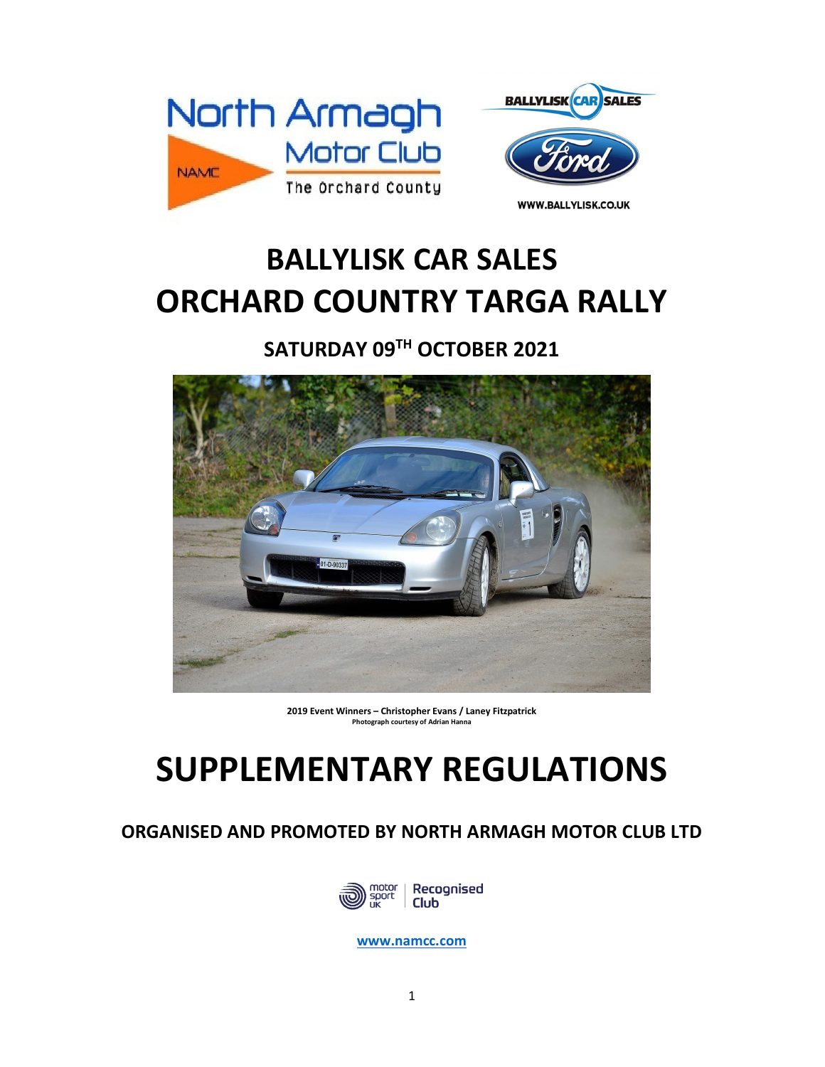# BALLYLISK CAR SALES ORCHARD COUNTRY TARGA RALLY

## SATURDAY 09TH OCTOBER 2021

**2019 Event Winners – Christopher Evans / Laney Fitzpatrick**
Photograph courtesy of Adrian Hanna

# SUPPLEMENTARY REGULATIONS

## ORGANISED AND PROMOTED BY NORTH ARMAGH MOTOR CLUB LTD

[www.namcc.com](http://www.namcc.com)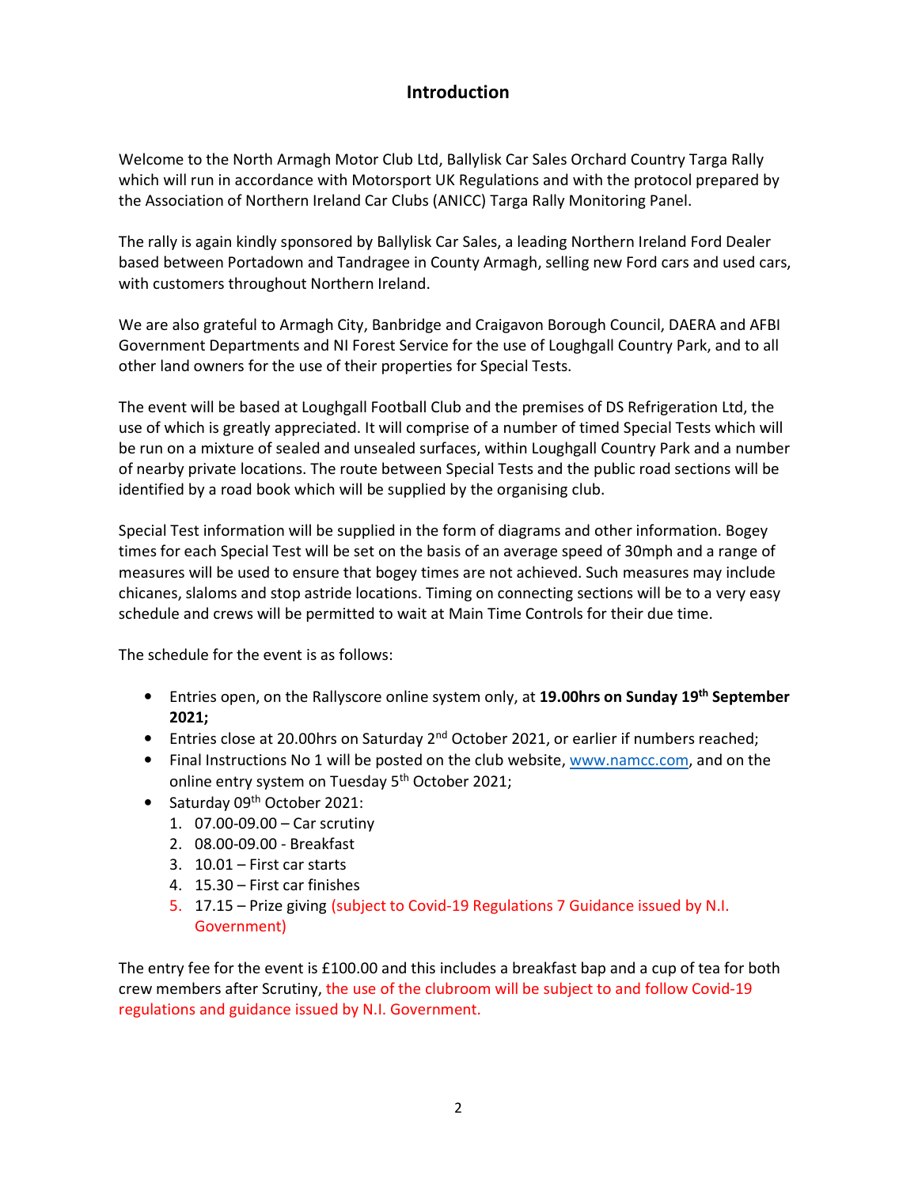## Introduction

Welcome to the North Armagh Motor Club Ltd, Ballylisk Car Sales Orchard Country Targa Rally which will run in accordance with Motorsport UK Regulations and with the protocol prepared by the Association of Northern Ireland Car Clubs (ANICC) Targa Rally Monitoring Panel.

The rally is again kindly sponsored by Ballylisk Car Sales, a leading Northern Ireland Ford Dealer based between Portadown and Tandragee in County Armagh, selling new Ford cars and used cars, with customers throughout Northern Ireland.

We are also grateful to Armagh City, Banbridge and Craigavon Borough Council, DAERA and AFBI Government Departments and NI Forest Service for the use of Loughgall Country Park, and to all other land owners for the use of their properties for Special Tests.

The event will be based at Loughgall Football Club and the premises of DS Refrigeration Ltd, the use of which is greatly appreciated. It will comprise of a number of timed Special Tests which will be run on a mixture of sealed and unsealed surfaces, within Loughgall Country Park and a number of nearby private locations. The route between Special Tests and the public road sections will be identified by a road book which will be supplied by the organising club.

Special Test information will be supplied in the form of diagrams and other information. Bogey times for each Special Test will be set on the basis of an average speed of 30mph and a range of measures will be used to ensure that bogey times are not achieved. Such measures may include chicanes, slaloms and stop astride locations. Timing on connecting sections will be to a very easy schedule and crews will be permitted to wait at Main Time Controls for their due time.

The schedule for the event is as follows:

- Entries open, on the Rallyscore online system only, at **19.00hrs on Sunday 19th September 2021;**
- Entries close at 20.00hrs on Saturday 2nd October 2021, or earlier if numbers reached;
- Final Instructions No 1 will be posted on the club website, www.namcc.com, and on the online entry system on Tuesday 5th October 2021;
- Saturday 09th October 2021:
  1. 07.00-09.00 – Car scrutiny
  2. 08.00-09.00 - Breakfast
  3. 10.01 – First car starts
  4. 15.30 – First car finishes
  5. 17.15 – Prize giving (subject to Covid-19 Regulations 7 Guidance issued by N.I. Government)

The entry fee for the event is £100.00 and this includes a breakfast bap and a cup of tea for both crew members after Scrutiny, the use of the clubroom will be subject to and follow Covid-19 regulations and guidance issued by N.I. Government.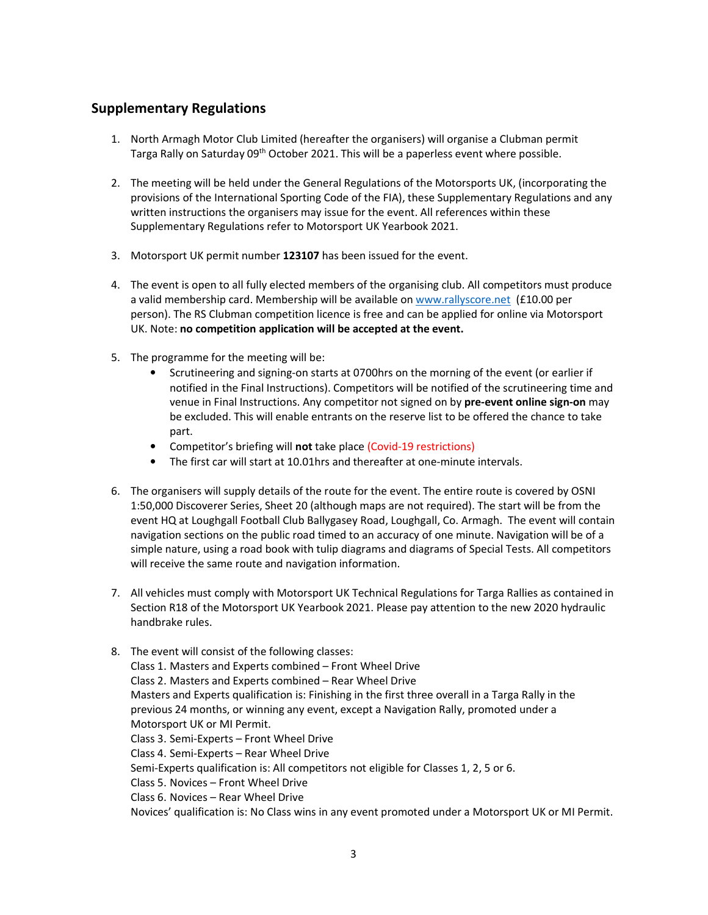## Supplementary Regulations

1. North Armagh Motor Club Limited (hereafter the organisers) will organise a Clubman permit Targa Rally on Saturday 09th October 2021. This will be a paperless event where possible.

2. The meeting will be held under the General Regulations of the Motorsports UK, (incorporating the provisions of the International Sporting Code of the FIA), these Supplementary Regulations and any written instructions the organisers may issue for the event. All references within these Supplementary Regulations refer to Motorsport UK Yearbook 2021.

3. Motorsport UK permit number **123107** has been issued for the event.

4. The event is open to all fully elected members of the organising club. All competitors must produce a valid membership card. Membership will be available on [www.rallyscore.net](www.rallyscore.net) (£10.00 per person). The RS Clubman competition licence is free and can be applied for online via Motorsport UK. Note: **no competition application will be accepted at the event.**

5. The programme for the meeting will be:
   - Scrutineering and signing-on starts at 0700hrs on the morning of the event (or earlier if notified in the Final Instructions). Competitors will be notified of the scrutineering time and venue in Final Instructions. Any competitor not signed on by **pre-event online sign-on** may be excluded. This will enable entrants on the reserve list to be offered the chance to take part.
   - Competitor's briefing will **not** take place (Covid-19 restrictions)
   - The first car will start at 10.01hrs and thereafter at one-minute intervals.

6. The organisers will supply details of the route for the event. The entire route is covered by OSNI 1:50,000 Discoverer Series, Sheet 20 (although maps are not required). The start will be from the event HQ at Loughgall Football Club Ballygasey Road, Loughgall, Co. Armagh. The event will contain navigation sections on the public road timed to an accuracy of one minute. Navigation will be of a simple nature, using a road book with tulip diagrams and diagrams of Special Tests. All competitors will receive the same route and navigation information.

7. All vehicles must comply with Motorsport UK Technical Regulations for Targa Rallies as contained in Section R18 of the Motorsport UK Yearbook 2021. Please pay attention to the new 2020 hydraulic handbrake rules.

8. The event will consist of the following classes:
   Class 1. Masters and Experts combined – Front Wheel Drive
   Class 2. Masters and Experts combined – Rear Wheel Drive
   Masters and Experts qualification is: Finishing in the first three overall in a Targa Rally in the previous 24 months, or winning any event, except a Navigation Rally, promoted under a Motorsport UK or MI Permit.
   Class 3. Semi-Experts – Front Wheel Drive
   Class 4. Semi-Experts – Rear Wheel Drive
   Semi-Experts qualification is: All competitors not eligible for Classes 1, 2, 5 or 6.
   Class 5. Novices – Front Wheel Drive
   Class 6. Novices – Rear Wheel Drive
   Novices' qualification is: No Class wins in any event promoted under a Motorsport UK or MI Permit.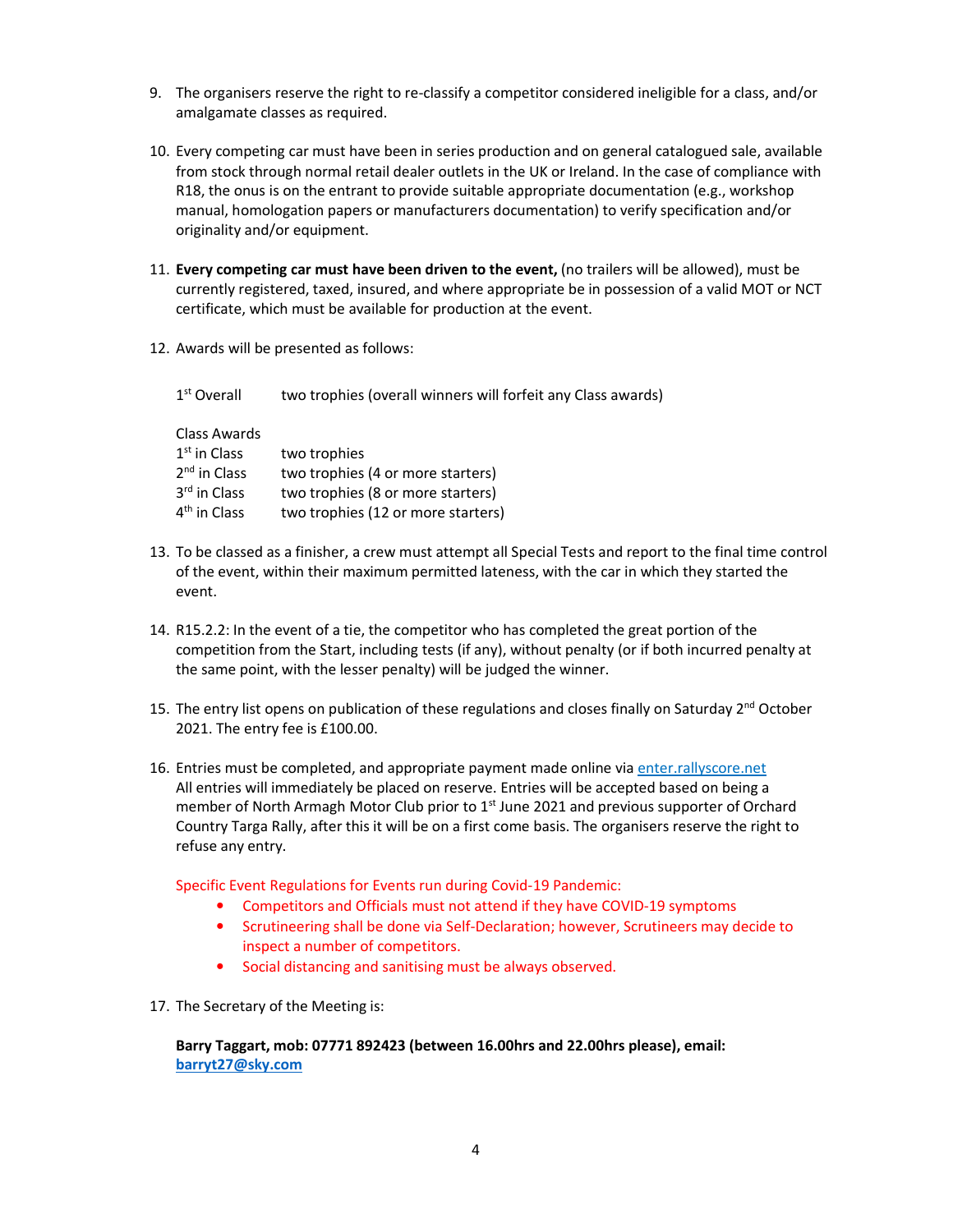9. The organisers reserve the right to re-classify a competitor considered ineligible for a class, and/or amalgamate classes as required.

10. Every competing car must have been in series production and on general catalogued sale, available from stock through normal retail dealer outlets in the UK or Ireland. In the case of compliance with R18, the onus is on the entrant to provide suitable appropriate documentation (e.g., workshop manual, homologation papers or manufacturers documentation) to verify specification and/or originality and/or equipment.

11. **Every competing car must have been driven to the event,** (no trailers will be allowed), must be currently registered, taxed, insured, and where appropriate be in possession of a valid MOT or NCT certificate, which must be available for production at the event.

12. Awards will be presented as follows:

    1st Overall — two trophies (overall winners will forfeit any Class awards)

    Class Awards

    | | |
    |---|---|
    | 1st in Class | two trophies |
    | 2nd in Class | two trophies (4 or more starters) |
    | 3rd in Class | two trophies (8 or more starters) |
    | 4th in Class | two trophies (12 or more starters) |

13. To be classed as a finisher, a crew must attempt all Special Tests and report to the final time control of the event, within their maximum permitted lateness, with the car in which they started the event.

14. R15.2.2: In the event of a tie, the competitor who has completed the great portion of the competition from the Start, including tests (if any), without penalty (or if both incurred penalty at the same point, with the lesser penalty) will be judged the winner.

15. The entry list opens on publication of these regulations and closes finally on Saturday 2nd October 2021. The entry fee is £100.00.

16. Entries must be completed, and appropriate payment made online via enter.rallyscore.net All entries will immediately be placed on reserve. Entries will be accepted based on being a member of North Armagh Motor Club prior to 1st June 2021 and previous supporter of Orchard Country Targa Rally, after this it will be on a first come basis. The organisers reserve the right to refuse any entry.

    Specific Event Regulations for Events run during Covid-19 Pandemic:

    - Competitors and Officials must not attend if they have COVID-19 symptoms
    - Scrutineering shall be done via Self-Declaration; however, Scrutineers may decide to inspect a number of competitors.
    - Social distancing and sanitising must be always observed.

17. The Secretary of the Meeting is:

    **Barry Taggart, mob: 07771 892423 (between 16.00hrs and 22.00hrs please), email: barryt27@sky.com**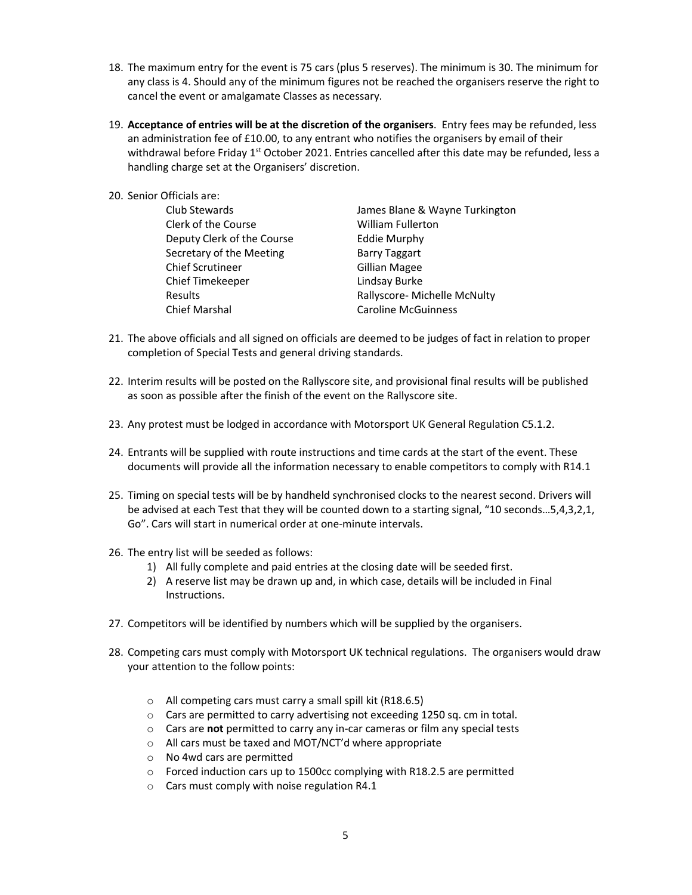18. The maximum entry for the event is 75 cars (plus 5 reserves). The minimum is 30. The minimum for any class is 4. Should any of the minimum figures not be reached the organisers reserve the right to cancel the event or amalgamate Classes as necessary.

19. **Acceptance of entries will be at the discretion of the organisers**. Entry fees may be refunded, less an administration fee of £10.00, to any entrant who notifies the organisers by email of their withdrawal before Friday 1st October 2021. Entries cancelled after this date may be refunded, less a handling charge set at the Organisers' discretion.

20. Senior Officials are:

| | |
|---|---|
| Club Stewards | James Blane & Wayne Turkington |
| Clerk of the Course | William Fullerton |
| Deputy Clerk of the Course | Eddie Murphy |
| Secretary of the Meeting | Barry Taggart |
| Chief Scrutineer | Gillian Magee |
| Chief Timekeeper | Lindsay Burke |
| Results | Rallyscore- Michelle McNulty |
| Chief Marshal | Caroline McGuinness |

21. The above officials and all signed on officials are deemed to be judges of fact in relation to proper completion of Special Tests and general driving standards.

22. Interim results will be posted on the Rallyscore site, and provisional final results will be published as soon as possible after the finish of the event on the Rallyscore site.

23. Any protest must be lodged in accordance with Motorsport UK General Regulation C5.1.2.

24. Entrants will be supplied with route instructions and time cards at the start of the event. These documents will provide all the information necessary to enable competitors to comply with R14.1

25. Timing on special tests will be by handheld synchronised clocks to the nearest second. Drivers will be advised at each Test that they will be counted down to a starting signal, "10 seconds…5,4,3,2,1, Go". Cars will start in numerical order at one-minute intervals.

26. The entry list will be seeded as follows:
    1) All fully complete and paid entries at the closing date will be seeded first.
    2) A reserve list may be drawn up and, in which case, details will be included in Final Instructions.

27. Competitors will be identified by numbers which will be supplied by the organisers.

28. Competing cars must comply with Motorsport UK technical regulations. The organisers would draw your attention to the follow points:

    - All competing cars must carry a small spill kit (R18.6.5)
    - Cars are permitted to carry advertising not exceeding 1250 sq. cm in total.
    - Cars are **not** permitted to carry any in-car cameras or film any special tests
    - All cars must be taxed and MOT/NCT'd where appropriate
    - No 4wd cars are permitted
    - Forced induction cars up to 1500cc complying with R18.2.5 are permitted
    - Cars must comply with noise regulation R4.1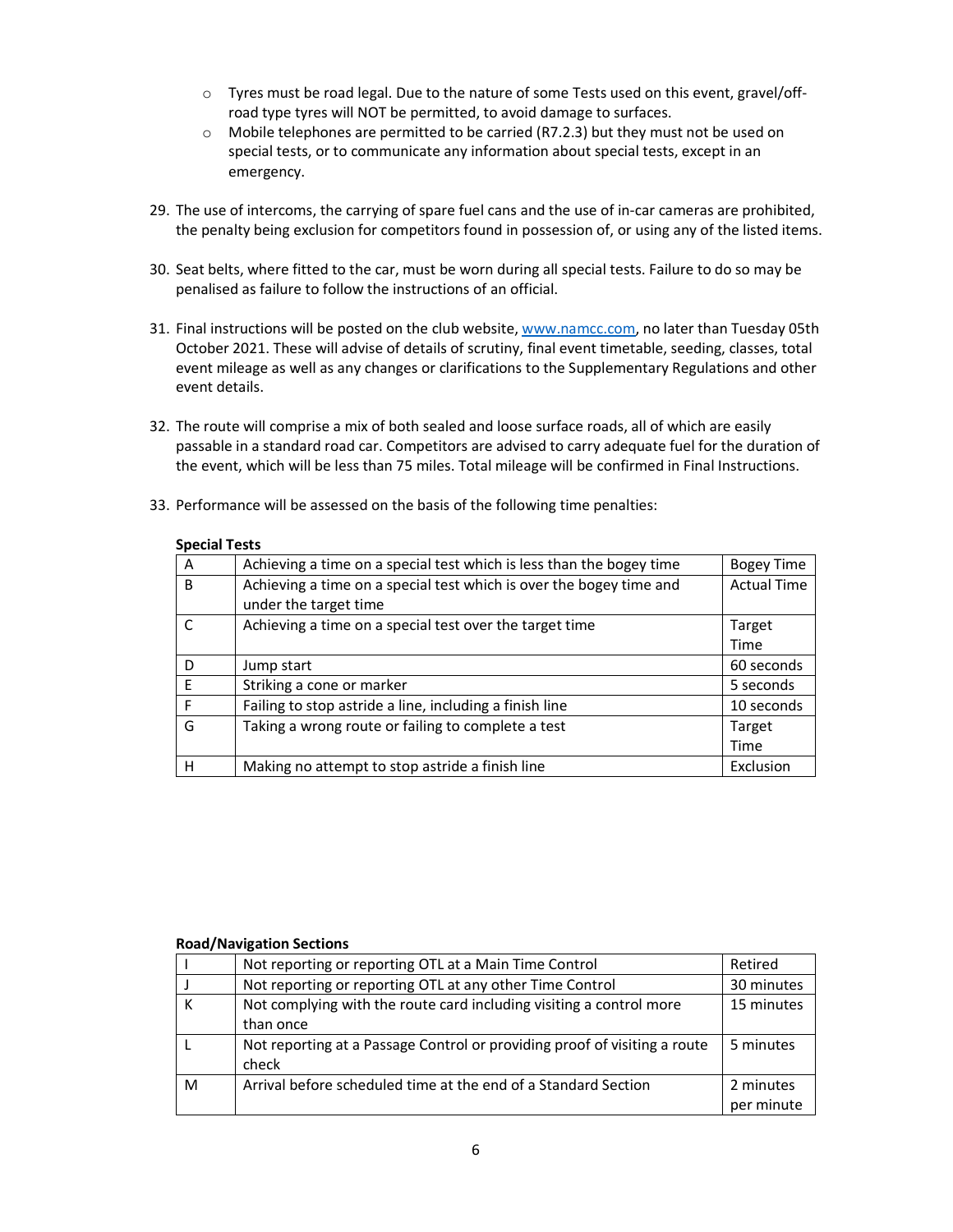- Tyres must be road legal. Due to the nature of some Tests used on this event, gravel/off-road type tyres will NOT be permitted, to avoid damage to surfaces.
- Mobile telephones are permitted to be carried (R7.2.3) but they must not be used on special tests, or to communicate any information about special tests, except in an emergency.

29. The use of intercoms, the carrying of spare fuel cans and the use of in-car cameras are prohibited, the penalty being exclusion for competitors found in possession of, or using any of the listed items.

30. Seat belts, where fitted to the car, must be worn during all special tests. Failure to do so may be penalised as failure to follow the instructions of an official.

31. Final instructions will be posted on the club website, [www.namcc.com](www.namcc.com), no later than Tuesday 05th October 2021. These will advise of details of scrutiny, final event timetable, seeding, classes, total event mileage as well as any changes or clarifications to the Supplementary Regulations and other event details.

32. The route will comprise a mix of both sealed and loose surface roads, all of which are easily passable in a standard road car. Competitors are advised to carry adequate fuel for the duration of the event, which will be less than 75 miles. Total mileage will be confirmed in Final Instructions.

33. Performance will be assessed on the basis of the following time penalties:

**Special Tests**

| | | |
|---|---|---|
| A | Achieving a time on a special test which is less than the bogey time | Bogey Time |
| B | Achieving a time on a special test which is over the bogey time and under the target time | Actual Time |
| C | Achieving a time on a special test over the target time | Target Time |
| D | Jump start | 60 seconds |
| E | Striking a cone or marker | 5 seconds |
| F | Failing to stop astride a line, including a finish line | 10 seconds |
| G | Taking a wrong route or failing to complete a test | Target Time |
| H | Making no attempt to stop astride a finish line | Exclusion |

**Road/Navigation Sections**

| | | |
|---|---|---|
| I | Not reporting or reporting OTL at a Main Time Control | Retired |
| J | Not reporting or reporting OTL at any other Time Control | 30 minutes |
| K | Not complying with the route card including visiting a control more than once | 15 minutes |
| L | Not reporting at a Passage Control or providing proof of visiting a route check | 5 minutes |
| M | Arrival before scheduled time at the end of a Standard Section | 2 minutes per minute |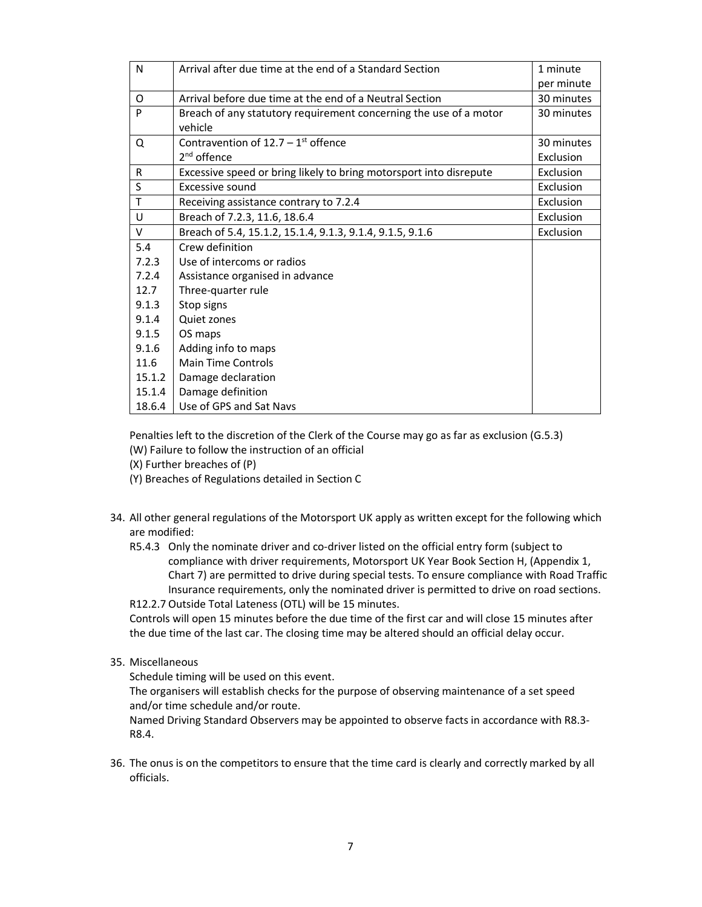| N | Arrival after due time at the end of a Standard Section | 1 minute per minute |
|---|---|---|
| O | Arrival before due time at the end of a Neutral Section | 30 minutes |
| P | Breach of any statutory requirement concerning the use of a motor vehicle | 30 minutes |
| Q | Contravention of 12.7 – 1st offence<br>2nd offence | 30 minutes<br>Exclusion |
| R | Excessive speed or bring likely to bring motorsport into disrepute | Exclusion |
| S | Excessive sound | Exclusion |
| T | Receiving assistance contrary to 7.2.4 | Exclusion |
| U | Breach of 7.2.3, 11.6, 18.6.4 | Exclusion |
| V | Breach of 5.4, 15.1.2, 15.1.4, 9.1.3, 9.1.4, 9.1.5, 9.1.6 | Exclusion |
| 5.4<br>7.2.3<br>7.2.4<br>12.7<br>9.1.3<br>9.1.4<br>9.1.5<br>9.1.6<br>11.6<br>15.1.2<br>15.1.4<br>18.6.4 | Crew definition<br>Use of intercoms or radios<br>Assistance organised in advance<br>Three-quarter rule<br>Stop signs<br>Quiet zones<br>OS maps<br>Adding info to maps<br>Main Time Controls<br>Damage declaration<br>Damage definition<br>Use of GPS and Sat Navs | |

Penalties left to the discretion of the Clerk of the Course may go as far as exclusion (G.5.3)
(W) Failure to follow the instruction of an official
(X) Further breaches of (P)
(Y) Breaches of Regulations detailed in Section C

34. All other general regulations of the Motorsport UK apply as written except for the following which are modified:
    R5.4.3 Only the nominate driver and co-driver listed on the official entry form (subject to compliance with driver requirements, Motorsport UK Year Book Section H, (Appendix 1, Chart 7) are permitted to drive during special tests. To ensure compliance with Road Traffic Insurance requirements, only the nominated driver is permitted to drive on road sections.
    R12.2.7 Outside Total Lateness (OTL) will be 15 minutes.
    Controls will open 15 minutes before the due time of the first car and will close 15 minutes after the due time of the last car. The closing time may be altered should an official delay occur.

35. Miscellaneous
    Schedule timing will be used on this event.
    The organisers will establish checks for the purpose of observing maintenance of a set speed and/or time schedule and/or route.
    Named Driving Standard Observers may be appointed to observe facts in accordance with R8.3-R8.4.

36. The onus is on the competitors to ensure that the time card is clearly and correctly marked by all officials.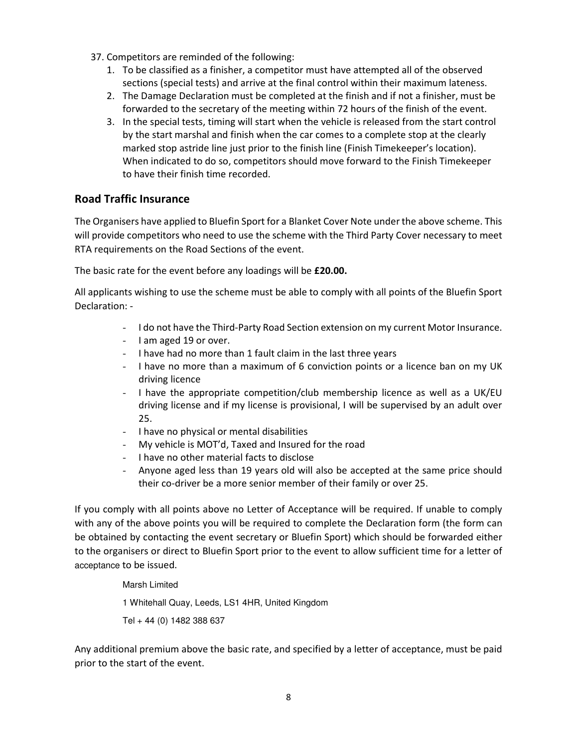37. Competitors are reminded of the following:
    1. To be classified as a finisher, a competitor must have attempted all of the observed sections (special tests) and arrive at the final control within their maximum lateness.
    2. The Damage Declaration must be completed at the finish and if not a finisher, must be forwarded to the secretary of the meeting within 72 hours of the finish of the event.
    3. In the special tests, timing will start when the vehicle is released from the start control by the start marshal and finish when the car comes to a complete stop at the clearly marked stop astride line just prior to the finish line (Finish Timekeeper's location). When indicated to do so, competitors should move forward to the Finish Timekeeper to have their finish time recorded.

## Road Traffic Insurance

The Organisers have applied to Bluefin Sport for a Blanket Cover Note under the above scheme. This will provide competitors who need to use the scheme with the Third Party Cover necessary to meet RTA requirements on the Road Sections of the event.

The basic rate for the event before any loadings will be **£20.00.**

All applicants wishing to use the scheme must be able to comply with all points of the Bluefin Sport Declaration: -

- I do not have the Third-Party Road Section extension on my current Motor Insurance.
- I am aged 19 or over.
- I have had no more than 1 fault claim in the last three years
- I have no more than a maximum of 6 conviction points or a licence ban on my UK driving licence
- I have the appropriate competition/club membership licence as well as a UK/EU driving license and if my license is provisional, I will be supervised by an adult over 25.
- I have no physical or mental disabilities
- My vehicle is MOT'd, Taxed and Insured for the road
- I have no other material facts to disclose
- Anyone aged less than 19 years old will also be accepted at the same price should their co-driver be a more senior member of their family or over 25.

If you comply with all points above no Letter of Acceptance will be required. If unable to comply with any of the above points you will be required to complete the Declaration form (the form can be obtained by contacting the event secretary or Bluefin Sport) which should be forwarded either to the organisers or direct to Bluefin Sport prior to the event to allow sufficient time for a letter of acceptance to be issued.

Marsh Limited

1 Whitehall Quay, Leeds, LS1 4HR, United Kingdom

Tel + 44 (0) 1482 388 637

Any additional premium above the basic rate, and specified by a letter of acceptance, must be paid prior to the start of the event.